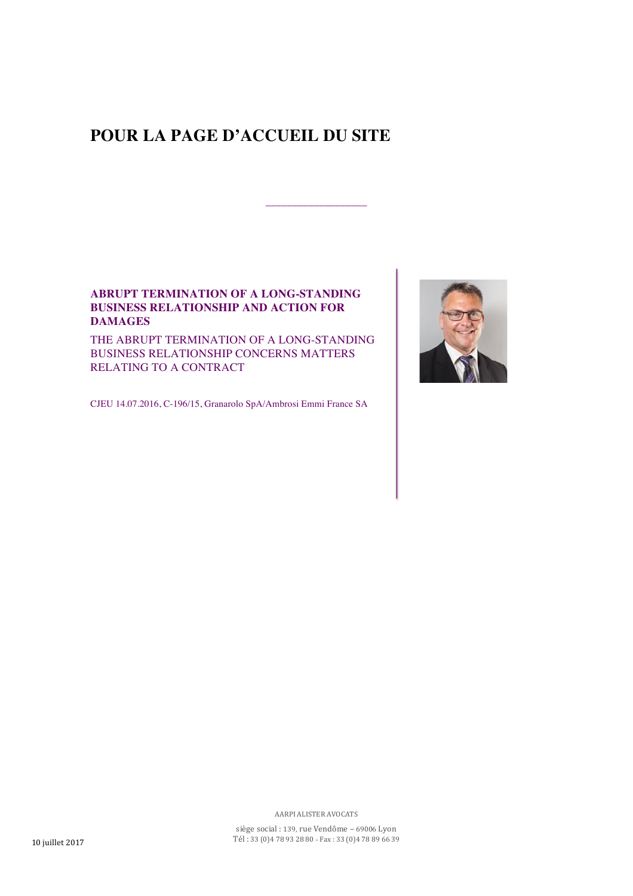# POUR LA PAGE D'ACCUEIL DU SITE

---

**ABRUPT TERMINATION OF A LONG-STANDING BUSINESS RELATIONSHIP AND ACTION FOR DAMAGES**

THE ABRUPT TERMINATION OF A LONG-STANDING BUSINESS RELATIONSHIP CONCERNS MATTERS RELATING TO A CONTRACT

CJEU 14.07.2016, C-196/15, Granarolo SpA/Ambrosi Emmi France SA

AARPI ALISTER AVOCATS

siège social : 139, rue Vendôme – 69006 Lyon
Tél : 33 (0)4 78 93 28 80 – Fax : 33 (0)4 78 89 66 39

10 juillet 2017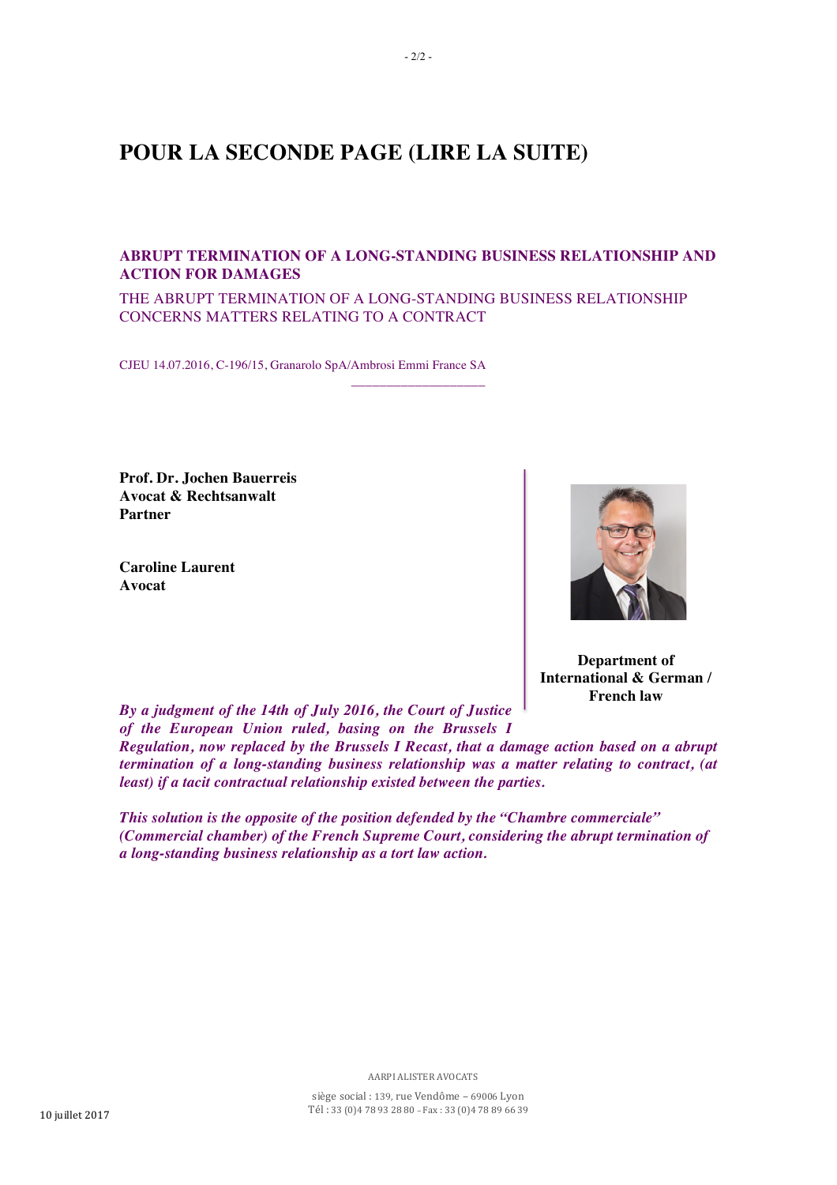# POUR LA SECONDE PAGE (LIRE LA SUITE)

**ABRUPT TERMINATION OF A LONG-STANDING BUSINESS RELATIONSHIP AND ACTION FOR DAMAGES**

THE ABRUPT TERMINATION OF A LONG-STANDING BUSINESS RELATIONSHIP CONCERNS MATTERS RELATING TO A CONTRACT

CJEU 14.07.2016, C-196/15, Granarolo SpA/Ambrosi Emmi France SA

**Prof. Dr. Jochen Bauerreis**
**Avocat & Rechtsanwalt**
**Partner**

**Caroline Laurent**
**Avocat**

**Department of International & German / French law**

***By a judgment of the 14th of July 2016, the Court of Justice of the European Union ruled, basing on the Brussels I Regulation, now replaced by the Brussels I Recast, that a damage action based on a abrupt termination of a long-standing business relationship was a matter relating to contract, (at least) if a tacit contractual relationship existed between the parties.***

***This solution is the opposite of the position defended by the "Chambre commerciale" (Commercial chamber) of the French Supreme Court, considering the abrupt termination of a long-standing business relationship as a tort law action.***

AARPI ALISTER AVOCATS

siège social : 139, rue Vendôme – 69006 Lyon
Tél : 33 (0)4 78 93 28 80 - Fax : 33 (0)4 78 89 66 39

10 juillet 2017